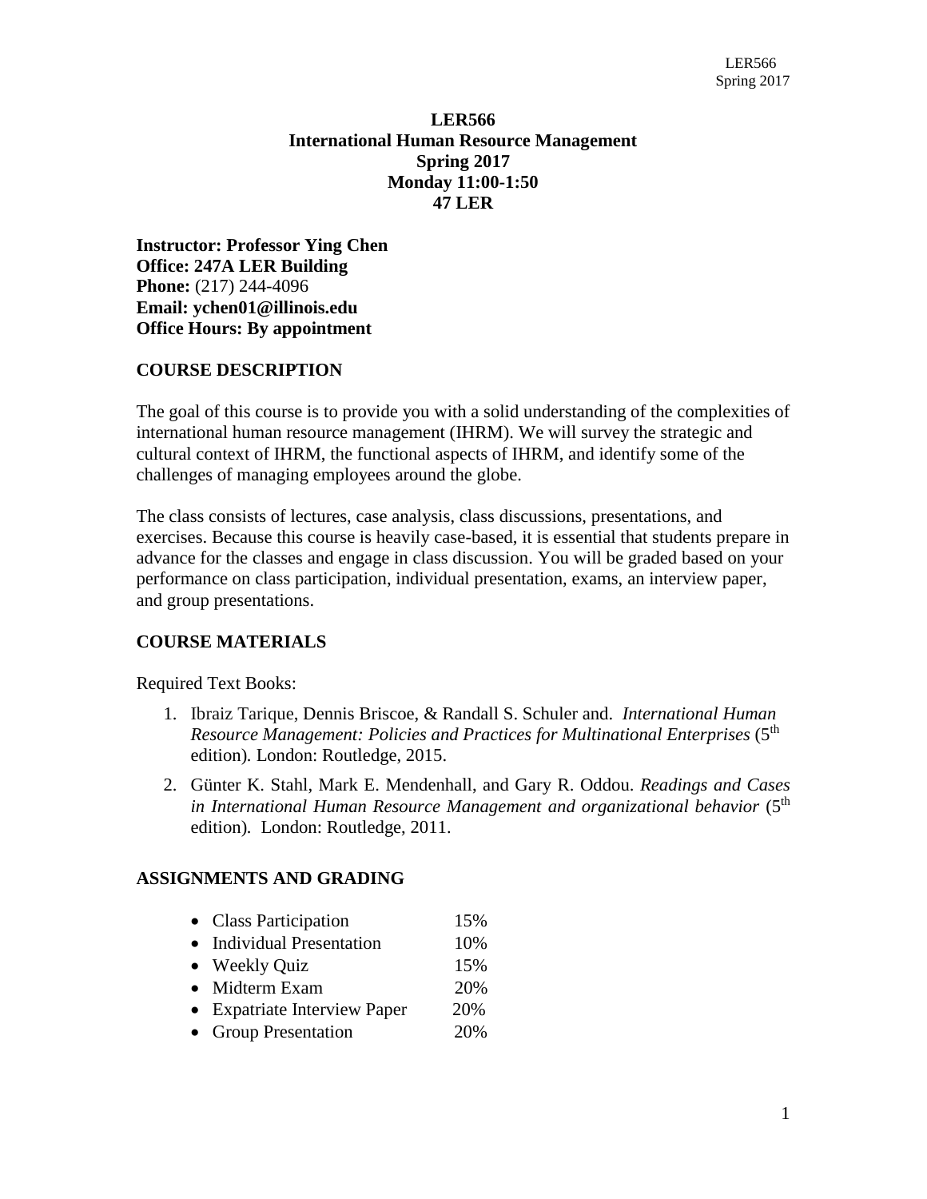# LER566
# International Human Resource Management
## Spring 2017
## Monday 11:00-1:50
## 47 LER

**Instructor: Professor Ying Chen**
**Office: 247A LER Building**
**Phone:** (217) 244-4096
**Email: ychen01@illinois.edu**
**Office Hours: By appointment**

## COURSE DESCRIPTION

The goal of this course is to provide you with a solid understanding of the complexities of international human resource management (IHRM). We will survey the strategic and cultural context of IHRM, the functional aspects of IHRM, and identify some of the challenges of managing employees around the globe.

The class consists of lectures, case analysis, class discussions, presentations, and exercises. Because this course is heavily case-based, it is essential that students prepare in advance for the classes and engage in class discussion. You will be graded based on your performance on class participation, individual presentation, exams, an interview paper, and group presentations.

## COURSE MATERIALS

Required Text Books:

1. Ibraiz Tarique, Dennis Briscoe, & Randall S. Schuler and. *International Human Resource Management: Policies and Practices for Multinational Enterprises* (5th edition). London: Routledge, 2015.
2. Günter K. Stahl, Mark E. Mendenhall, and Gary R. Oddou. *Readings and Cases in International Human Resource Management and organizational behavior* (5th edition). London: Routledge, 2011.

## ASSIGNMENTS AND GRADING

- Class Participation 15%
- Individual Presentation 10%
- Weekly Quiz 15%
- Midterm Exam 20%
- Expatriate Interview Paper 20%
- Group Presentation 20%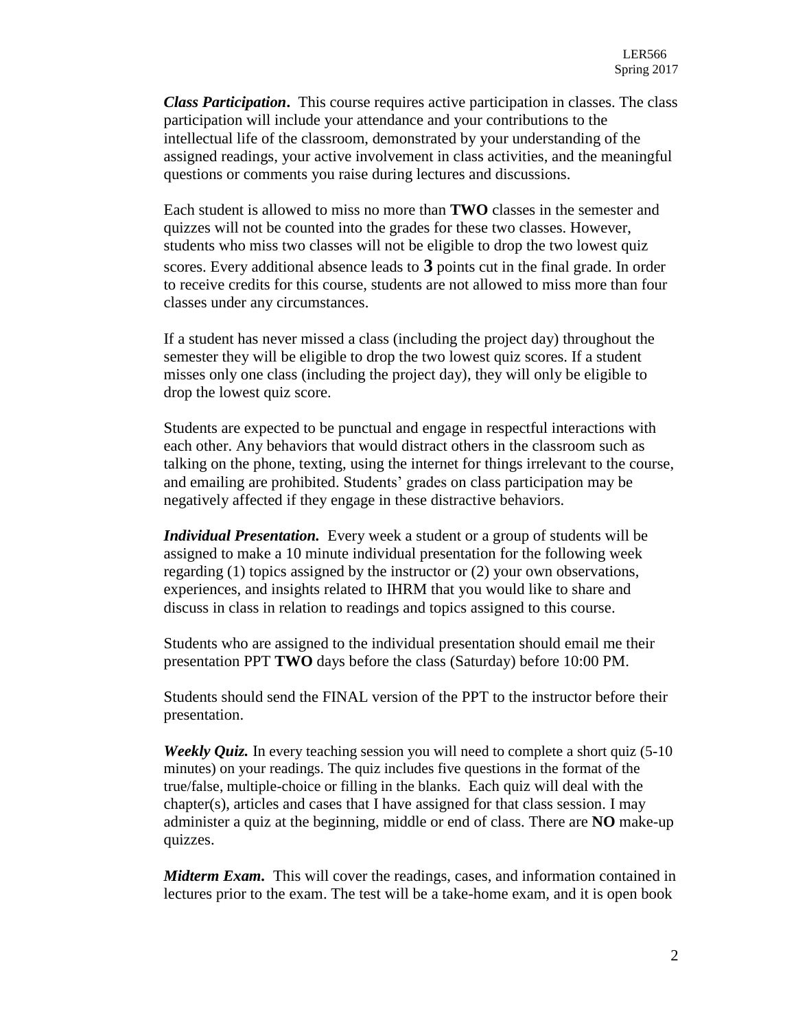***Class Participation*.** This course requires active participation in classes. The class participation will include your attendance and your contributions to the intellectual life of the classroom, demonstrated by your understanding of the assigned readings, your active involvement in class activities, and the meaningful questions or comments you raise during lectures and discussions.

Each student is allowed to miss no more than **TWO** classes in the semester and quizzes will not be counted into the grades for these two classes. However, students who miss two classes will not be eligible to drop the two lowest quiz scores. Every additional absence leads to **3** points cut in the final grade. In order to receive credits for this course, students are not allowed to miss more than four classes under any circumstances.

If a student has never missed a class (including the project day) throughout the semester they will be eligible to drop the two lowest quiz scores. If a student misses only one class (including the project day), they will only be eligible to drop the lowest quiz score.

Students are expected to be punctual and engage in respectful interactions with each other. Any behaviors that would distract others in the classroom such as talking on the phone, texting, using the internet for things irrelevant to the course, and emailing are prohibited. Students' grades on class participation may be negatively affected if they engage in these distractive behaviors.

***Individual Presentation.*** Every week a student or a group of students will be assigned to make a 10 minute individual presentation for the following week regarding (1) topics assigned by the instructor or (2) your own observations, experiences, and insights related to IHRM that you would like to share and discuss in class in relation to readings and topics assigned to this course.

Students who are assigned to the individual presentation should email me their presentation PPT **TWO** days before the class (Saturday) before 10:00 PM.

Students should send the FINAL version of the PPT to the instructor before their presentation.

***Weekly Quiz.*** In every teaching session you will need to complete a short quiz (5-10 minutes) on your readings. The quiz includes five questions in the format of the true/false, multiple-choice or filling in the blanks. Each quiz will deal with the chapter(s), articles and cases that I have assigned for that class session. I may administer a quiz at the beginning, middle or end of class. There are **NO** make-up quizzes.

***Midterm Exam*.** This will cover the readings, cases, and information contained in lectures prior to the exam. The test will be a take-home exam, and it is open book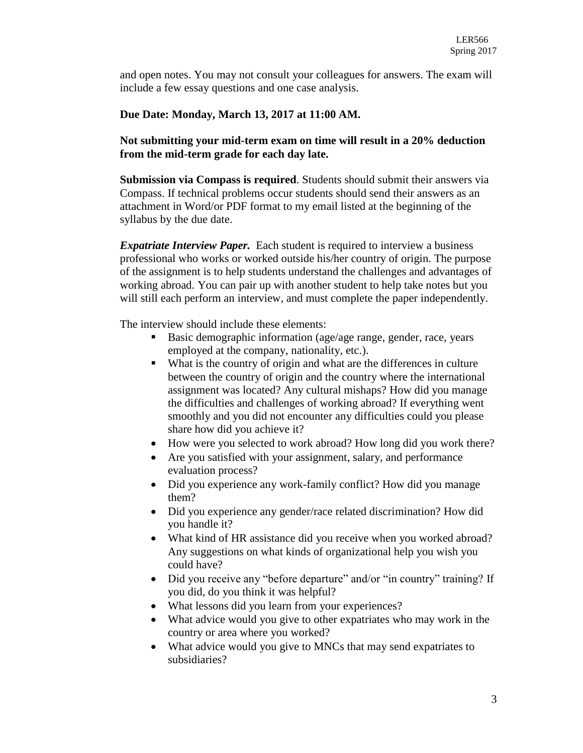and open notes. You may not consult your colleagues for answers. The exam will include a few essay questions and one case analysis.

**Due Date: Monday, March 13, 2017 at 11:00 AM.**

**Not submitting your mid-term exam on time will result in a 20% deduction from the mid-term grade for each day late.**

**Submission via Compass is required**. Students should submit their answers via Compass. If technical problems occur students should send their answers as an attachment in Word/or PDF format to my email listed at the beginning of the syllabus by the due date.

***Expatriate Interview Paper.*** Each student is required to interview a business professional who works or worked outside his/her country of origin. The purpose of the assignment is to help students understand the challenges and advantages of working abroad. You can pair up with another student to help take notes but you will still each perform an interview, and must complete the paper independently.

The interview should include these elements:

- Basic demographic information (age/age range, gender, race, years employed at the company, nationality, etc.).
- What is the country of origin and what are the differences in culture between the country of origin and the country where the international assignment was located? Any cultural mishaps? How did you manage the difficulties and challenges of working abroad? If everything went smoothly and you did not encounter any difficulties could you please share how did you achieve it?
- How were you selected to work abroad? How long did you work there?
- Are you satisfied with your assignment, salary, and performance evaluation process?
- Did you experience any work-family conflict? How did you manage them?
- Did you experience any gender/race related discrimination? How did you handle it?
- What kind of HR assistance did you receive when you worked abroad? Any suggestions on what kinds of organizational help you wish you could have?
- Did you receive any "before departure" and/or "in country" training? If you did, do you think it was helpful?
- What lessons did you learn from your experiences?
- What advice would you give to other expatriates who may work in the country or area where you worked?
- What advice would you give to MNCs that may send expatriates to subsidiaries?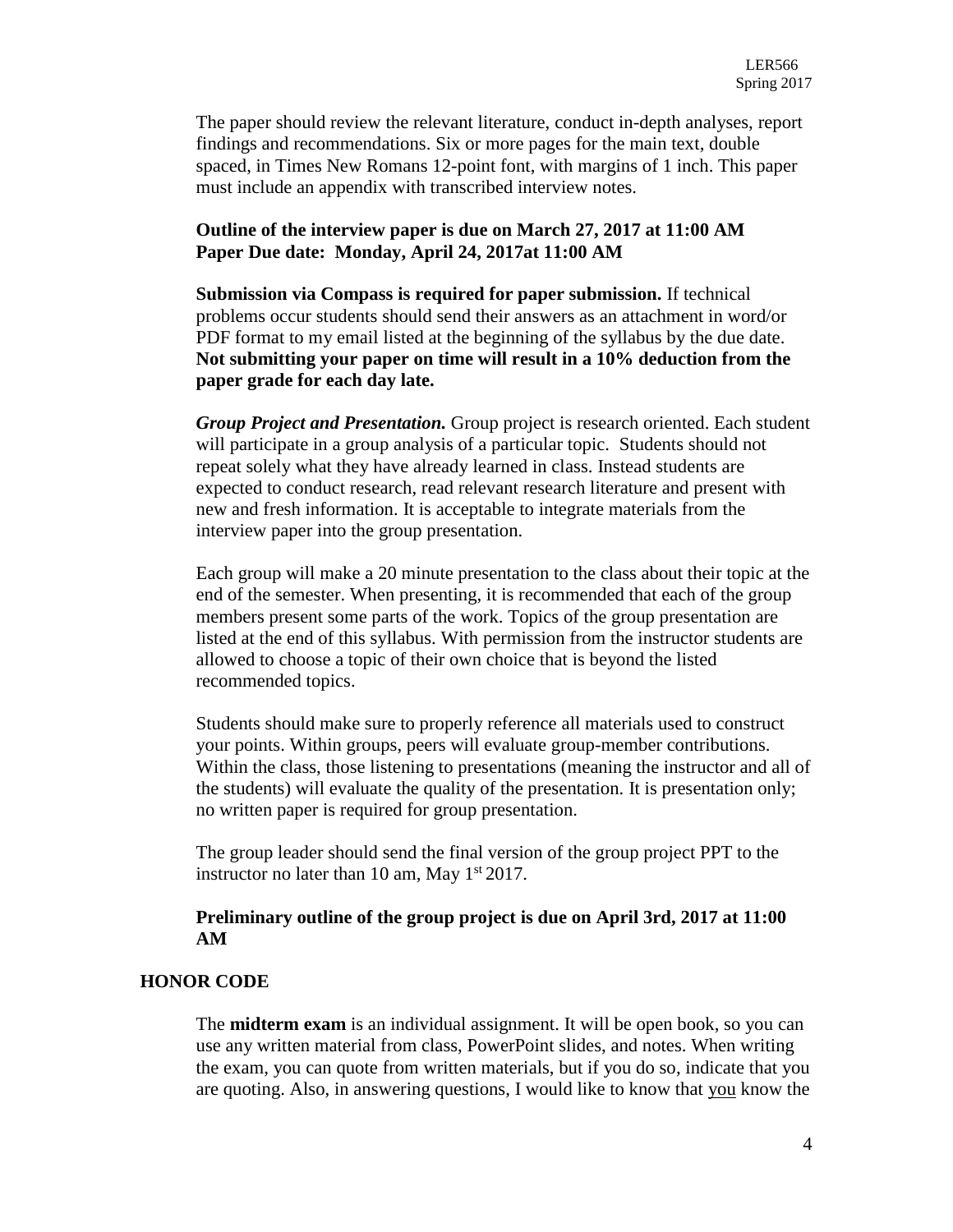The paper should review the relevant literature, conduct in-depth analyses, report findings and recommendations. Six or more pages for the main text, double spaced, in Times New Romans 12-point font, with margins of 1 inch. This paper must include an appendix with transcribed interview notes.

**Outline of the interview paper is due on March 27, 2017 at 11:00 AM**
**Paper Due date: Monday, April 24, 2017at 11:00 AM**

**Submission via Compass is required for paper submission.** If technical problems occur students should send their answers as an attachment in word/or PDF format to my email listed at the beginning of the syllabus by the due date. **Not submitting your paper on time will result in a 10% deduction from the paper grade for each day late.**

***Group Project and Presentation.*** Group project is research oriented. Each student will participate in a group analysis of a particular topic. Students should not repeat solely what they have already learned in class. Instead students are expected to conduct research, read relevant research literature and present with new and fresh information. It is acceptable to integrate materials from the interview paper into the group presentation.

Each group will make a 20 minute presentation to the class about their topic at the end of the semester. When presenting, it is recommended that each of the group members present some parts of the work. Topics of the group presentation are listed at the end of this syllabus. With permission from the instructor students are allowed to choose a topic of their own choice that is beyond the listed recommended topics.

Students should make sure to properly reference all materials used to construct your points. Within groups, peers will evaluate group-member contributions. Within the class, those listening to presentations (meaning the instructor and all of the students) will evaluate the quality of the presentation. It is presentation only; no written paper is required for group presentation.

The group leader should send the final version of the group project PPT to the instructor no later than 10 am, May 1st 2017.

**Preliminary outline of the group project is due on April 3rd, 2017 at 11:00 AM**

## HONOR CODE

The **midterm exam** is an individual assignment. It will be open book, so you can use any written material from class, PowerPoint slides, and notes. When writing the exam, you can quote from written materials, but if you do so, indicate that you are quoting. Also, in answering questions, I would like to know that you know the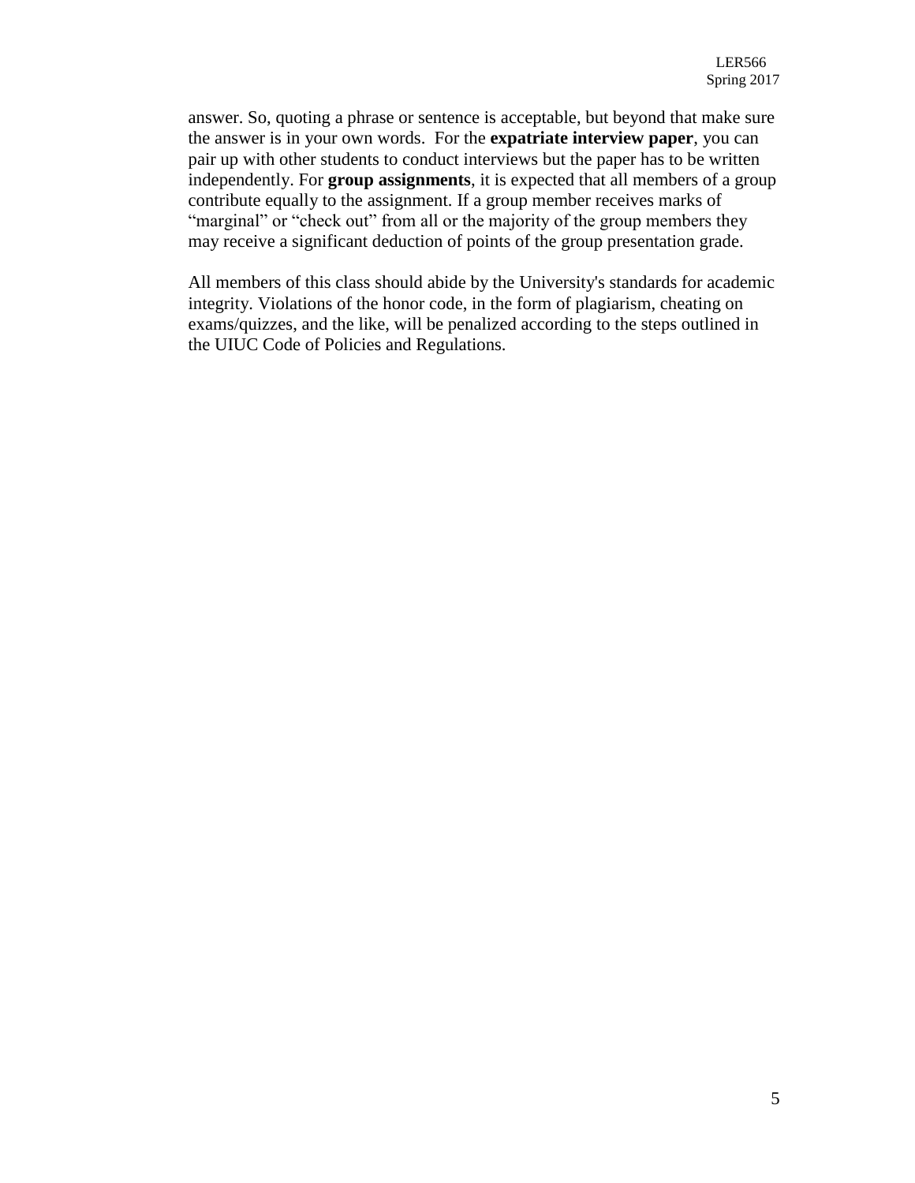answer. So, quoting a phrase or sentence is acceptable, but beyond that make sure the answer is in your own words. For the **expatriate interview paper**, you can pair up with other students to conduct interviews but the paper has to be written independently. For **group assignments**, it is expected that all members of a group contribute equally to the assignment. If a group member receives marks of "marginal" or "check out" from all or the majority of the group members they may receive a significant deduction of points of the group presentation grade.

All members of this class should abide by the University's standards for academic integrity. Violations of the honor code, in the form of plagiarism, cheating on exams/quizzes, and the like, will be penalized according to the steps outlined in the UIUC Code of Policies and Regulations.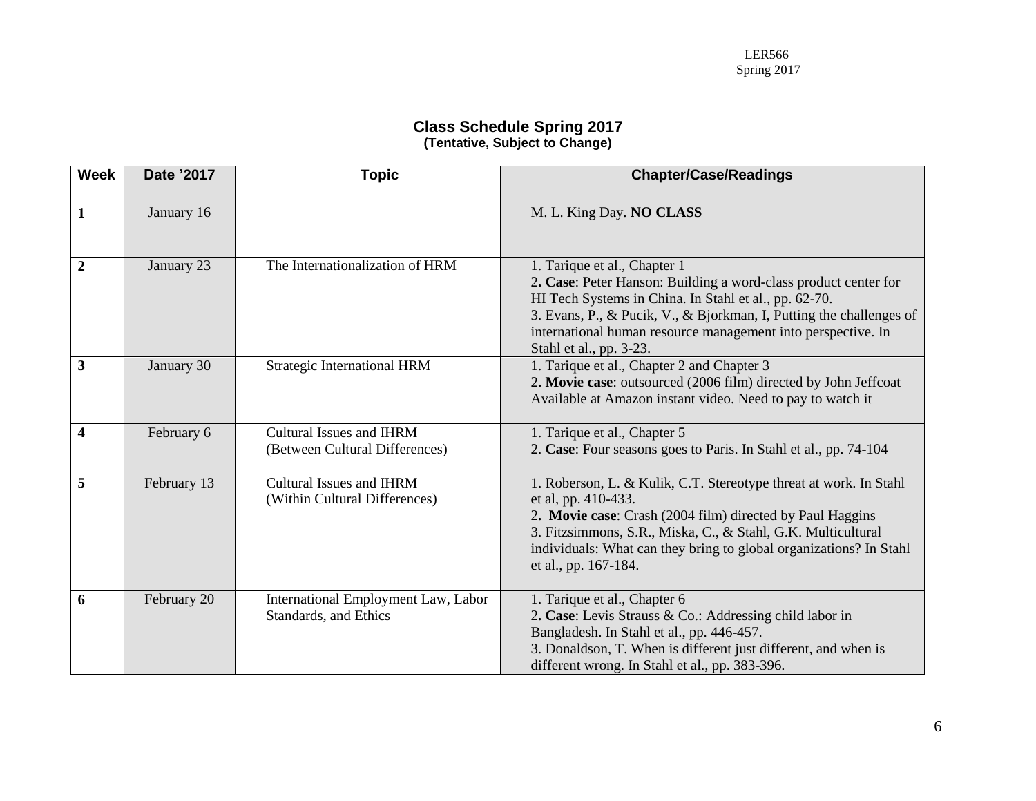## Class Schedule Spring 2017

**(Tentative, Subject to Change)**

| Week | Date '2017 | Topic | Chapter/Case/Readings |
|---|---|---|---|
| **1** | January 16 | | M. L. King Day. **NO CLASS** |
| **2** | January 23 | The Internationalization of HRM | 1. Tarique et al., Chapter 1<br>2**. Case**: Peter Hanson: Building a word-class product center for HI Tech Systems in China. In Stahl et al., pp. 62-70.<br>3. Evans, P., & Pucik, V., & Bjorkman, I, Putting the challenges of international human resource management into perspective. In Stahl et al., pp. 3-23. |
| **3** | January 30 | Strategic International HRM | 1. Tarique et al., Chapter 2 and Chapter 3<br>2**. Movie case**: outsourced (2006 film) directed by John Jeffcoat Available at Amazon instant video. Need to pay to watch it |
| **4** | February 6 | Cultural Issues and IHRM<br>(Between Cultural Differences) | 1. Tarique et al., Chapter 5<br>2. **Case**: Four seasons goes to Paris. In Stahl et al., pp. 74-104 |
| **5** | February 13 | Cultural Issues and IHRM<br>(Within Cultural Differences) | 1. Roberson, L. & Kulik, C.T. Stereotype threat at work. In Stahl et al, pp. 410-433.<br>2**. Movie case**: Crash (2004 film) directed by Paul Haggins<br>3. Fitzsimmons, S.R., Miska, C., & Stahl, G.K. Multicultural individuals: What can they bring to global organizations? In Stahl et al., pp. 167-184. |
| **6** | February 20 | International Employment Law, Labor Standards, and Ethics | 1. Tarique et al., Chapter 6<br>2**. Case**: Levis Strauss & Co.: Addressing child labor in Bangladesh. In Stahl et al., pp. 446-457.<br>3. Donaldson, T. When is different just different, and when is different wrong. In Stahl et al., pp. 383-396. |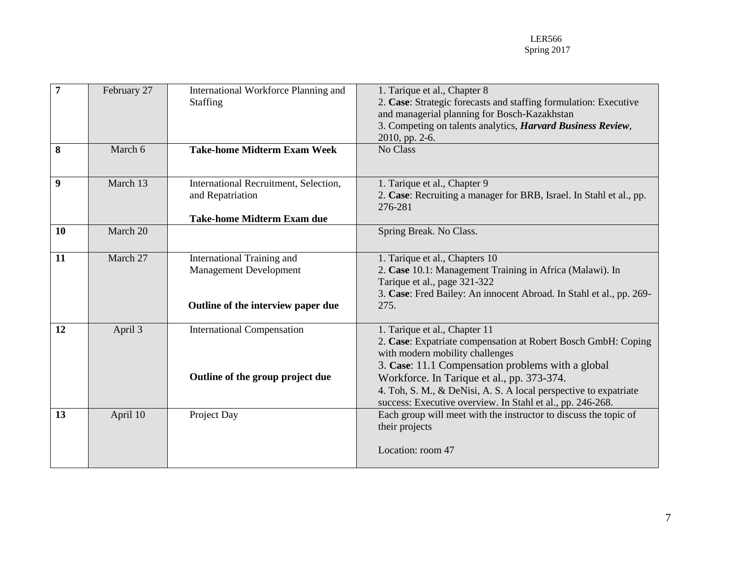| 7 | February 27 | International Workforce Planning and Staffing | 1. Tarique et al., Chapter 8<br>2. **Case**: Strategic forecasts and staffing formulation: Executive and managerial planning for Bosch-Kazakhstan<br>3. Competing on talents analytics, ***Harvard Business Review***, 2010, pp. 2-6. |
|---|---|---|---|
| **8** | March 6 | **Take-home Midterm Exam Week** | No Class |
| **9** | March 13 | International Recruitment, Selection, and Repatriation<br><br>**Take-home Midterm Exam due** | 1. Tarique et al., Chapter 9<br>2. **Case**: Recruiting a manager for BRB, Israel. In Stahl et al., pp. 276-281 |
| **10** | March 20 | | Spring Break. No Class. |
| **11** | March 27 | International Training and Management Development<br><br>**Outline of the interview paper due** | 1. Tarique et al., Chapters 10<br>2. **Case** 10.1: Management Training in Africa (Malawi). In Tarique et al., page 321-322<br>3. **Case**: Fred Bailey: An innocent Abroad. In Stahl et al., pp. 269-275. |
| **12** | April 3 | International Compensation<br><br>**Outline of the group project due** | 1. Tarique et al., Chapter 11<br>2. **Case**: Expatriate compensation at Robert Bosch GmbH: Coping with modern mobility challenges<br>3. **Case**: 11.1 Compensation problems with a global Workforce. In Tarique et al., pp. 373-374.<br>4. Toh, S. M., & DeNisi, A. S. A local perspective to expatriate success: Executive overview. In Stahl et al., pp. 246-268. |
| **13** | April 10 | Project Day | Each group will meet with the instructor to discuss the topic of their projects<br><br>Location: room 47 |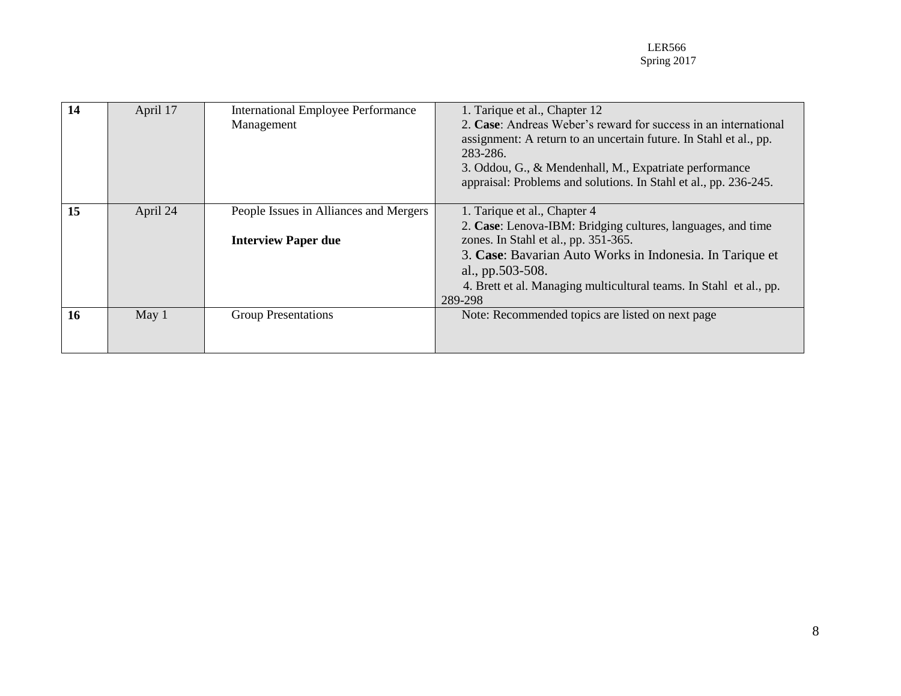| 14 | April 17 | International Employee Performance Management | 1. Tarique et al., Chapter 12<br>2. **Case**: Andreas Weber's reward for success in an international assignment: A return to an uncertain future. In Stahl et al., pp. 283-286.<br>3. Oddou, G., & Mendenhall, M., Expatriate performance appraisal: Problems and solutions. In Stahl et al., pp. 236-245. |
|---|---|---|---|
| 15 | April 24 | People Issues in Alliances and Mergers<br><br>**Interview Paper due** | 1. Tarique et al., Chapter 4<br>2. **Case**: Lenova-IBM: Bridging cultures, languages, and time zones. In Stahl et al., pp. 351-365.<br>3. **Case**: Bavarian Auto Works in Indonesia. In Tarique et al., pp.503-508.<br>4. Brett et al. Managing multicultural teams. In Stahl et al., pp. 289-298 |
| 16 | May 1 | Group Presentations | Note: Recommended topics are listed on next page |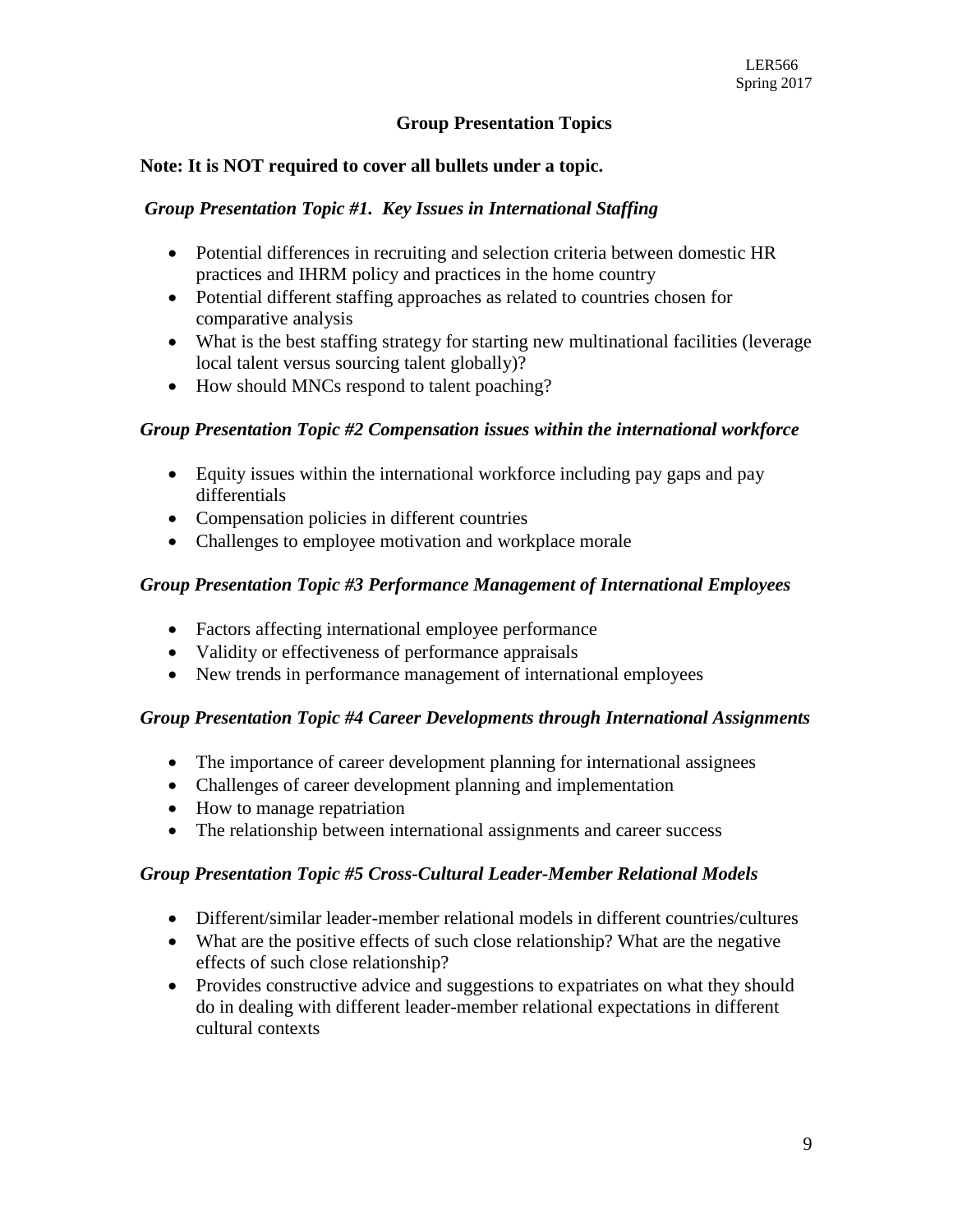## Group Presentation Topics

**Note: It is NOT required to cover all bullets under a topic.**

### *Group Presentation Topic #1. Key Issues in International Staffing*

- Potential differences in recruiting and selection criteria between domestic HR practices and IHRM policy and practices in the home country
- Potential different staffing approaches as related to countries chosen for comparative analysis
- What is the best staffing strategy for starting new multinational facilities (leverage local talent versus sourcing talent globally)?
- How should MNCs respond to talent poaching?

### *Group Presentation Topic #2 Compensation issues within the international workforce*

- Equity issues within the international workforce including pay gaps and pay differentials
- Compensation policies in different countries
- Challenges to employee motivation and workplace morale

### *Group Presentation Topic #3 Performance Management of International Employees*

- Factors affecting international employee performance
- Validity or effectiveness of performance appraisals
- New trends in performance management of international employees

### *Group Presentation Topic #4 Career Developments through International Assignments*

- The importance of career development planning for international assignees
- Challenges of career development planning and implementation
- How to manage repatriation
- The relationship between international assignments and career success

### *Group Presentation Topic #5 Cross-Cultural Leader-Member Relational Models*

- Different/similar leader-member relational models in different countries/cultures
- What are the positive effects of such close relationship? What are the negative effects of such close relationship?
- Provides constructive advice and suggestions to expatriates on what they should do in dealing with different leader-member relational expectations in different cultural contexts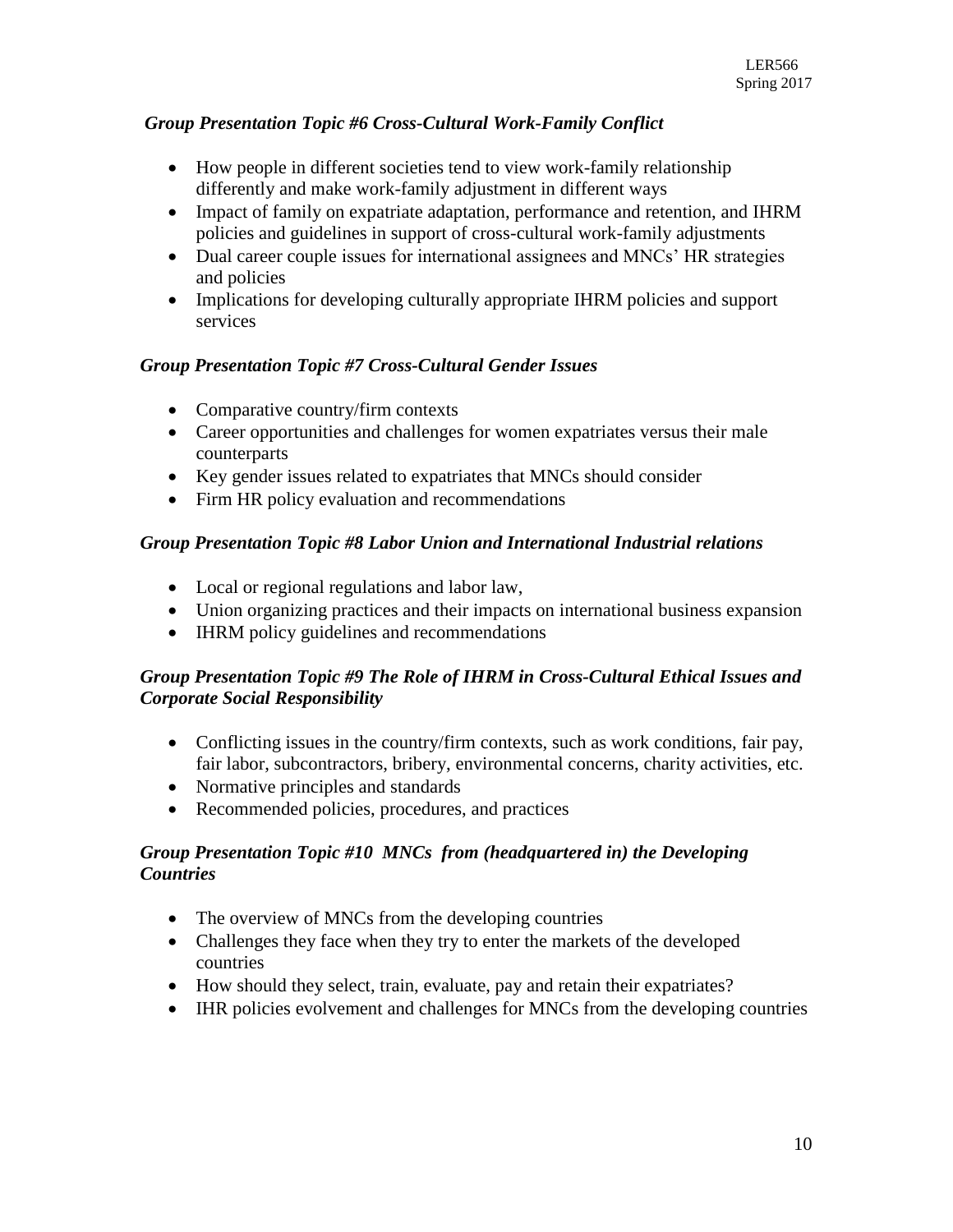### *Group Presentation Topic #6 Cross-Cultural Work-Family Conflict*

- How people in different societies tend to view work-family relationship differently and make work-family adjustment in different ways
- Impact of family on expatriate adaptation, performance and retention, and IHRM policies and guidelines in support of cross-cultural work-family adjustments
- Dual career couple issues for international assignees and MNCs' HR strategies and policies
- Implications for developing culturally appropriate IHRM policies and support services

### *Group Presentation Topic #7 Cross-Cultural Gender Issues*

- Comparative country/firm contexts
- Career opportunities and challenges for women expatriates versus their male counterparts
- Key gender issues related to expatriates that MNCs should consider
- Firm HR policy evaluation and recommendations

### *Group Presentation Topic #8 Labor Union and International Industrial relations*

- Local or regional regulations and labor law,
- Union organizing practices and their impacts on international business expansion
- IHRM policy guidelines and recommendations

### *Group Presentation Topic #9 The Role of IHRM in Cross-Cultural Ethical Issues and Corporate Social Responsibility*

- Conflicting issues in the country/firm contexts, such as work conditions, fair pay, fair labor, subcontractors, bribery, environmental concerns, charity activities, etc.
- Normative principles and standards
- Recommended policies, procedures, and practices

### *Group Presentation Topic #10 MNCs from (headquartered in) the Developing Countries*

- The overview of MNCs from the developing countries
- Challenges they face when they try to enter the markets of the developed countries
- How should they select, train, evaluate, pay and retain their expatriates?
- IHR policies evolvement and challenges for MNCs from the developing countries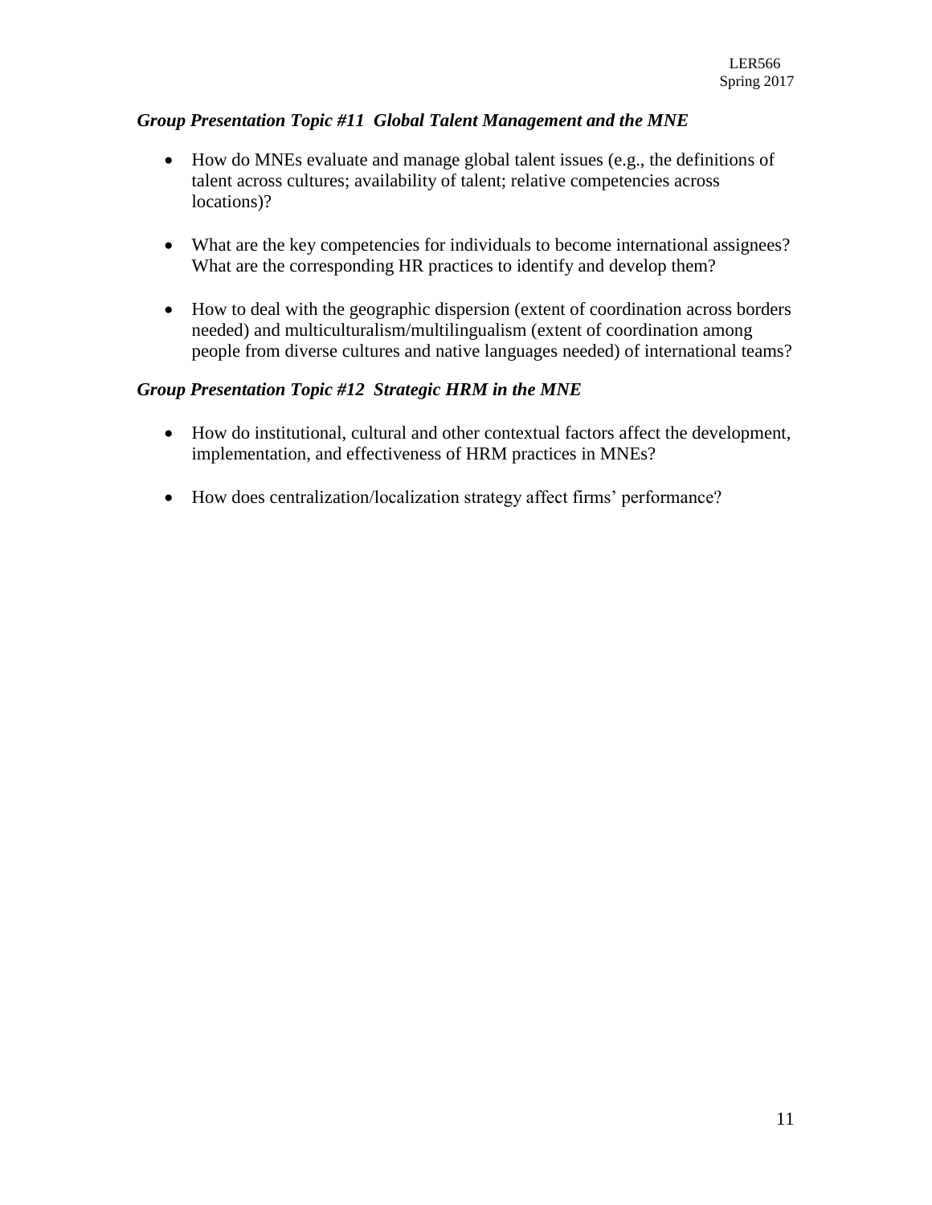### *Group Presentation Topic #11  Global Talent Management and the MNE*

- How do MNEs evaluate and manage global talent issues (e.g., the definitions of talent across cultures; availability of talent; relative competencies across locations)?

- What are the key competencies for individuals to become international assignees? What are the corresponding HR practices to identify and develop them?

- How to deal with the geographic dispersion (extent of coordination across borders needed) and multiculturalism/multilingualism (extent of coordination among people from diverse cultures and native languages needed) of international teams?

### *Group Presentation Topic #12  Strategic HRM in the MNE*

- How do institutional, cultural and other contextual factors affect the development, implementation, and effectiveness of HRM practices in MNEs?

- How does centralization/localization strategy affect firms' performance?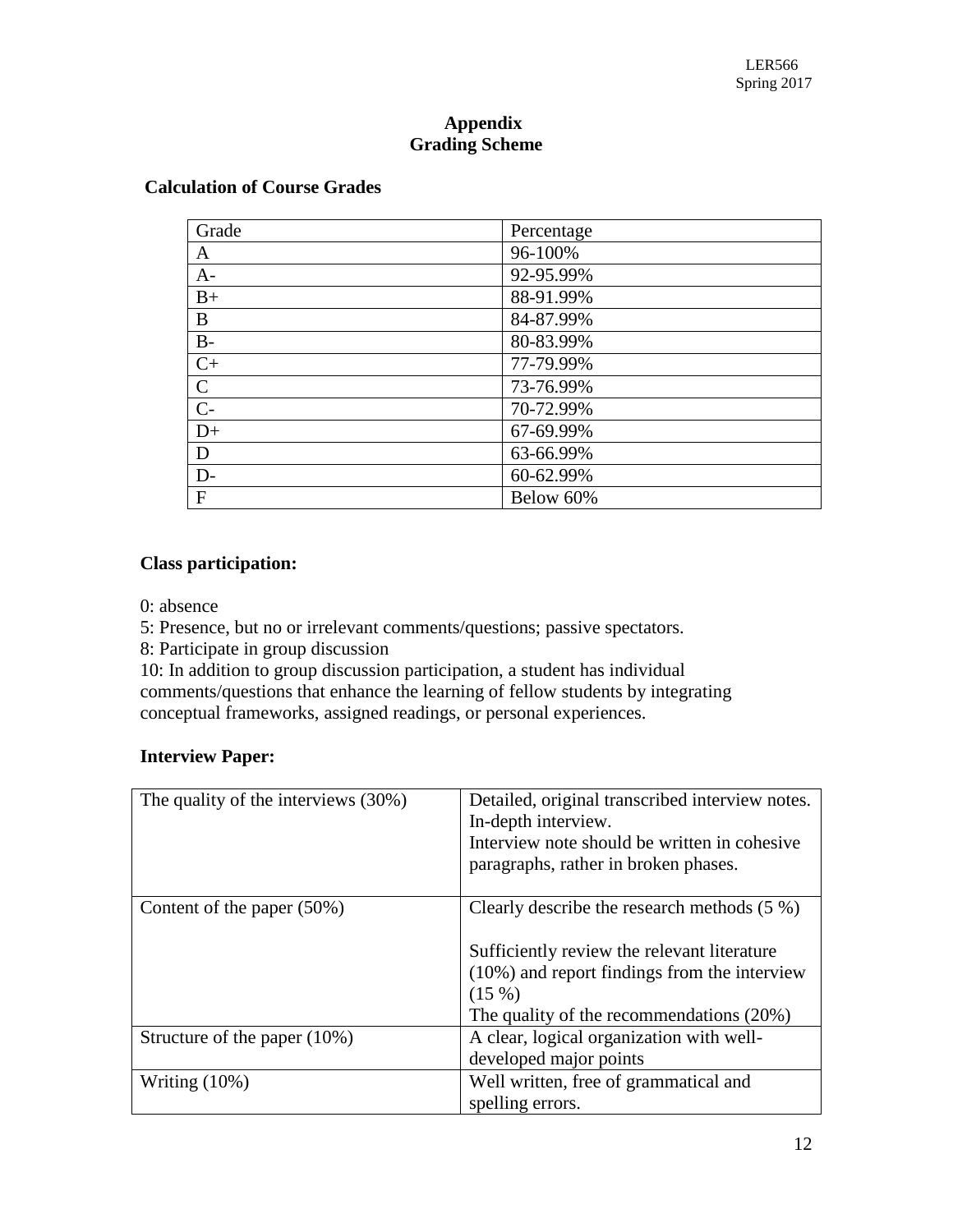## Appendix
## Grading Scheme

### Calculation of Course Grades

| Grade | Percentage |
|---|---|
| A | 96-100% |
| A- | 92-95.99% |
| B+ | 88-91.99% |
| B | 84-87.99% |
| B- | 80-83.99% |
| C+ | 77-79.99% |
| C | 73-76.99% |
| C- | 70-72.99% |
| D+ | 67-69.99% |
| D | 63-66.99% |
| D- | 60-62.99% |
| F | Below 60% |

### Class participation:

0: absence
5: Presence, but no or irrelevant comments/questions; passive spectators.
8: Participate in group discussion
10: In addition to group discussion participation, a student has individual comments/questions that enhance the learning of fellow students by integrating conceptual frameworks, assigned readings, or personal experiences.

### Interview Paper:

| The quality of the interviews (30%) | Detailed, original transcribed interview notes. In-depth interview. Interview note should be written in cohesive paragraphs, rather in broken phases. |
|---|---|
| Content of the paper (50%) | Clearly describe the research methods (5 %)<br><br>Sufficiently review the relevant literature (10%) and report findings from the interview (15 %)<br>The quality of the recommendations (20%) |
| Structure of the paper (10%) | A clear, logical organization with well-developed major points |
| Writing (10%) | Well written, free of grammatical and spelling errors. |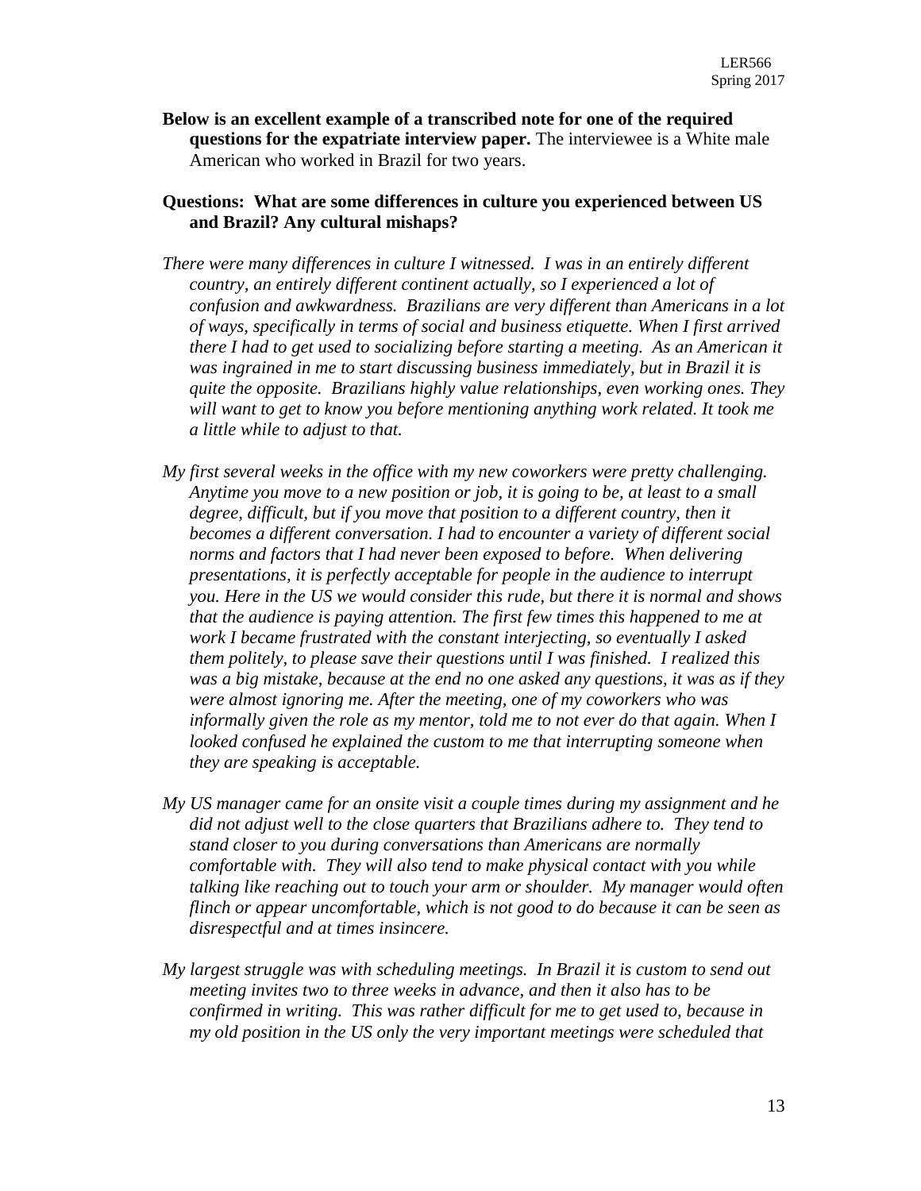**Below is an excellent example of a transcribed note for one of the required questions for the expatriate interview paper.** The interviewee is a White male American who worked in Brazil for two years.

**Questions: What are some differences in culture you experienced between US and Brazil? Any cultural mishaps?**

*There were many differences in culture I witnessed. I was in an entirely different country, an entirely different continent actually, so I experienced a lot of confusion and awkwardness. Brazilians are very different than Americans in a lot of ways, specifically in terms of social and business etiquette. When I first arrived there I had to get used to socializing before starting a meeting. As an American it was ingrained in me to start discussing business immediately, but in Brazil it is quite the opposite. Brazilians highly value relationships, even working ones. They will want to get to know you before mentioning anything work related. It took me a little while to adjust to that.*

*My first several weeks in the office with my new coworkers were pretty challenging. Anytime you move to a new position or job, it is going to be, at least to a small degree, difficult, but if you move that position to a different country, then it becomes a different conversation. I had to encounter a variety of different social norms and factors that I had never been exposed to before. When delivering presentations, it is perfectly acceptable for people in the audience to interrupt you. Here in the US we would consider this rude, but there it is normal and shows that the audience is paying attention. The first few times this happened to me at work I became frustrated with the constant interjecting, so eventually I asked them politely, to please save their questions until I was finished. I realized this was a big mistake, because at the end no one asked any questions, it was as if they were almost ignoring me. After the meeting, one of my coworkers who was informally given the role as my mentor, told me to not ever do that again. When I looked confused he explained the custom to me that interrupting someone when they are speaking is acceptable.*

*My US manager came for an onsite visit a couple times during my assignment and he did not adjust well to the close quarters that Brazilians adhere to. They tend to stand closer to you during conversations than Americans are normally comfortable with. They will also tend to make physical contact with you while talking like reaching out to touch your arm or shoulder. My manager would often flinch or appear uncomfortable, which is not good to do because it can be seen as disrespectful and at times insincere.*

*My largest struggle was with scheduling meetings. In Brazil it is custom to send out meeting invites two to three weeks in advance, and then it also has to be confirmed in writing. This was rather difficult for me to get used to, because in my old position in the US only the very important meetings were scheduled that*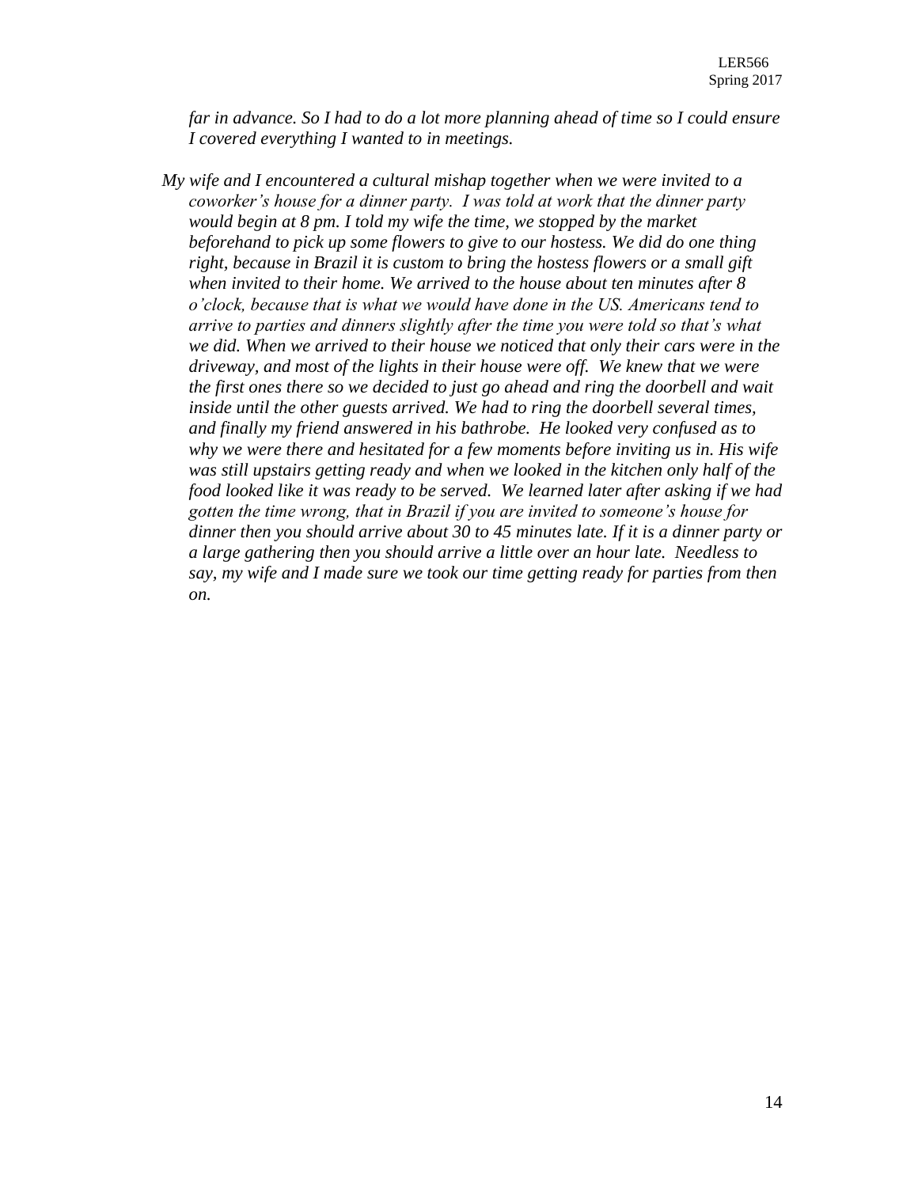*far in advance. So I had to do a lot more planning ahead of time so I could ensure I covered everything I wanted to in meetings.*

*My wife and I encountered a cultural mishap together when we were invited to a coworker's house for a dinner party. I was told at work that the dinner party would begin at 8 pm. I told my wife the time, we stopped by the market beforehand to pick up some flowers to give to our hostess. We did do one thing right, because in Brazil it is custom to bring the hostess flowers or a small gift when invited to their home. We arrived to the house about ten minutes after 8 o'clock, because that is what we would have done in the US. Americans tend to arrive to parties and dinners slightly after the time you were told so that's what we did. When we arrived to their house we noticed that only their cars were in the driveway, and most of the lights in their house were off. We knew that we were the first ones there so we decided to just go ahead and ring the doorbell and wait inside until the other guests arrived. We had to ring the doorbell several times, and finally my friend answered in his bathrobe. He looked very confused as to why we were there and hesitated for a few moments before inviting us in. His wife was still upstairs getting ready and when we looked in the kitchen only half of the food looked like it was ready to be served. We learned later after asking if we had gotten the time wrong, that in Brazil if you are invited to someone's house for dinner then you should arrive about 30 to 45 minutes late. If it is a dinner party or a large gathering then you should arrive a little over an hour late. Needless to say, my wife and I made sure we took our time getting ready for parties from then on.*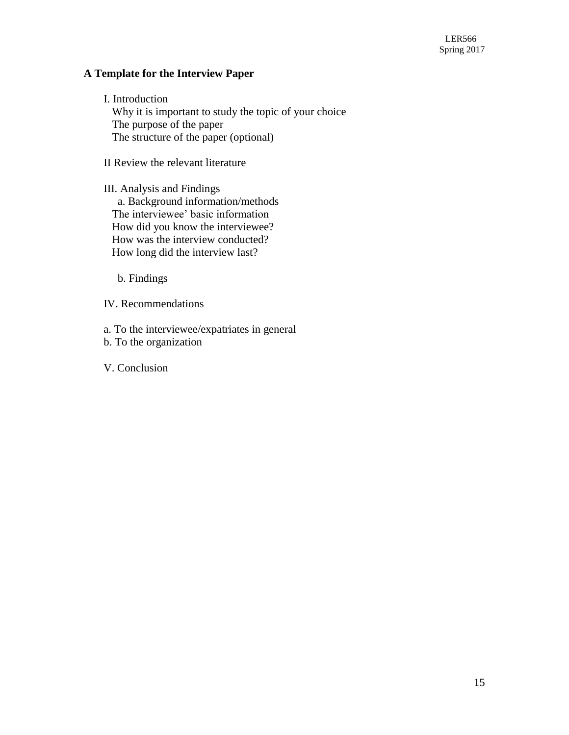**A Template for the Interview Paper**

I. Introduction

- Why it is important to study the topic of your choice
- The purpose of the paper
- The structure of the paper (optional)

II Review the relevant literature

III. Analysis and Findings

a. Background information/methods

- The interviewee' basic information
- How did you know the interviewee?
- How was the interview conducted?
- How long did the interview last?

b. Findings

IV. Recommendations

a. To the interviewee/expatriates in general

b. To the organization

V. Conclusion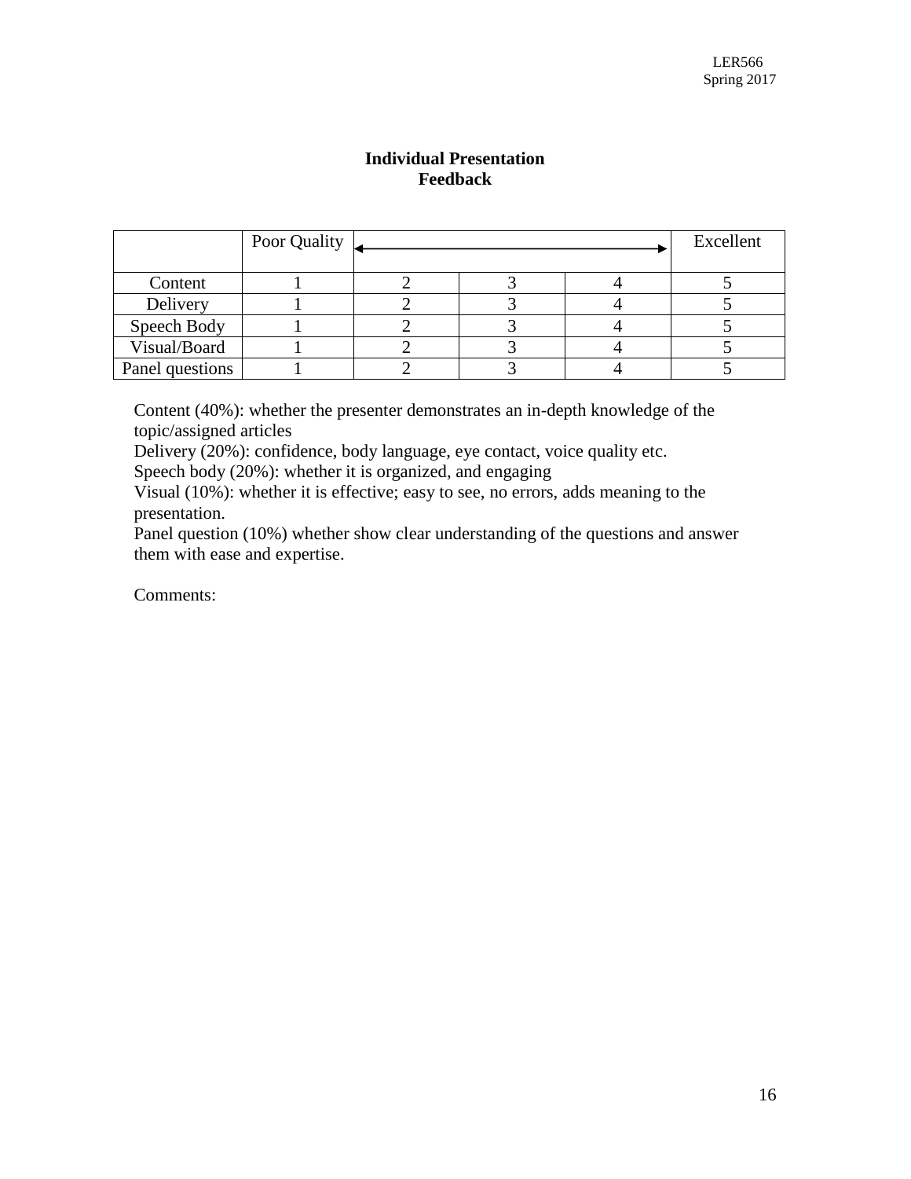**Individual Presentation**
**Feedback**

| | Poor Quality | ← | | → | Excellent |
|---|---|---|---|---|---|
| Content | 1 | 2 | 3 | 4 | 5 |
| Delivery | 1 | 2 | 3 | 4 | 5 |
| Speech Body | 1 | 2 | 3 | 4 | 5 |
| Visual/Board | 1 | 2 | 3 | 4 | 5 |
| Panel questions | 1 | 2 | 3 | 4 | 5 |

Content (40%): whether the presenter demonstrates an in-depth knowledge of the topic/assigned articles
Delivery (20%): confidence, body language, eye contact, voice quality etc.
Speech body (20%): whether it is organized, and engaging
Visual (10%): whether it is effective; easy to see, no errors, adds meaning to the presentation.
Panel question (10%) whether show clear understanding of the questions and answer them with ease and expertise.

Comments: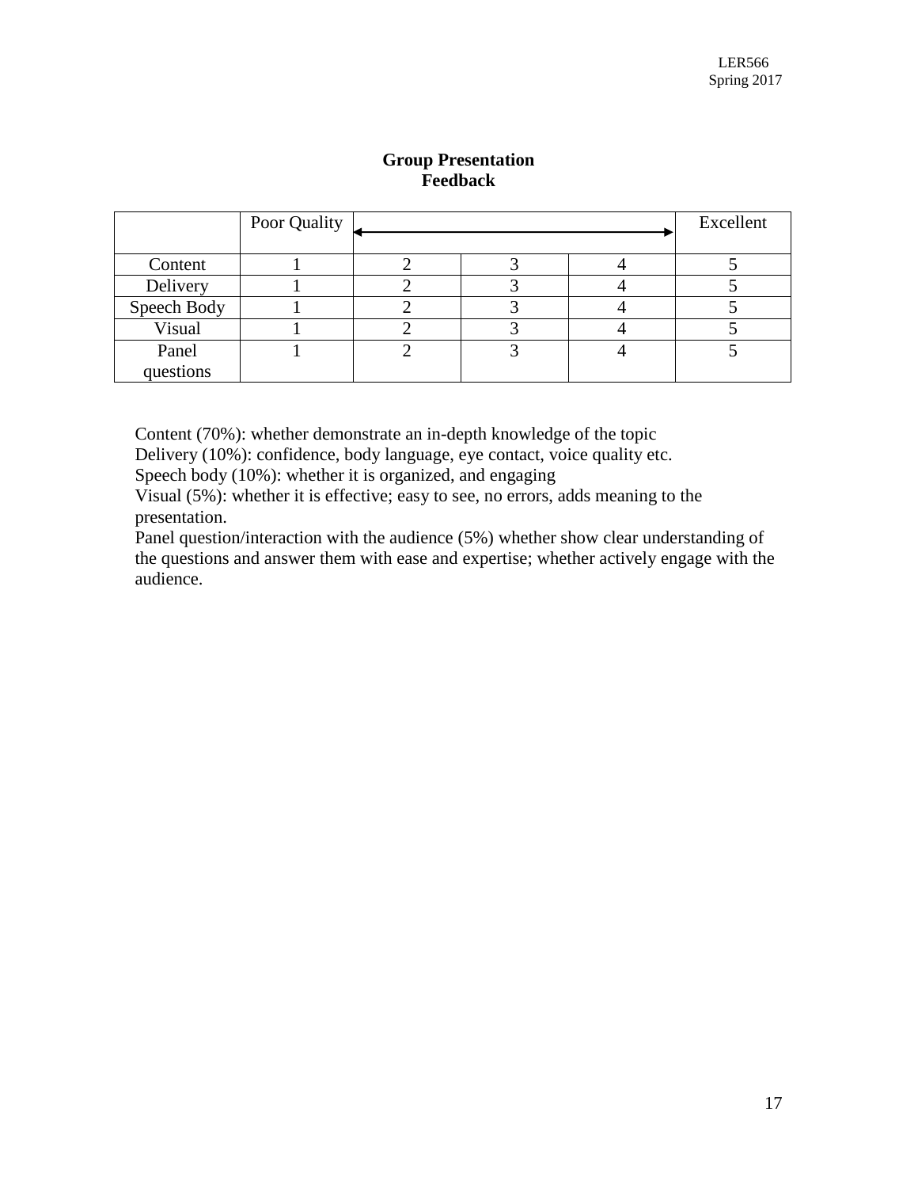## Group Presentation Feedback

| | Poor Quality | ⟵ | | ⟶ | Excellent |
|---|---|---|---|---|---|
| Content | 1 | 2 | 3 | 4 | 5 |
| Delivery | 1 | 2 | 3 | 4 | 5 |
| Speech Body | 1 | 2 | 3 | 4 | 5 |
| Visual | 1 | 2 | 3 | 4 | 5 |
| Panel questions | 1 | 2 | 3 | 4 | 5 |

Content (70%): whether demonstrate an in-depth knowledge of the topic
Delivery (10%): confidence, body language, eye contact, voice quality etc.
Speech body (10%): whether it is organized, and engaging
Visual (5%): whether it is effective; easy to see, no errors, adds meaning to the presentation.
Panel question/interaction with the audience (5%) whether show clear understanding of the questions and answer them with ease and expertise; whether actively engage with the audience.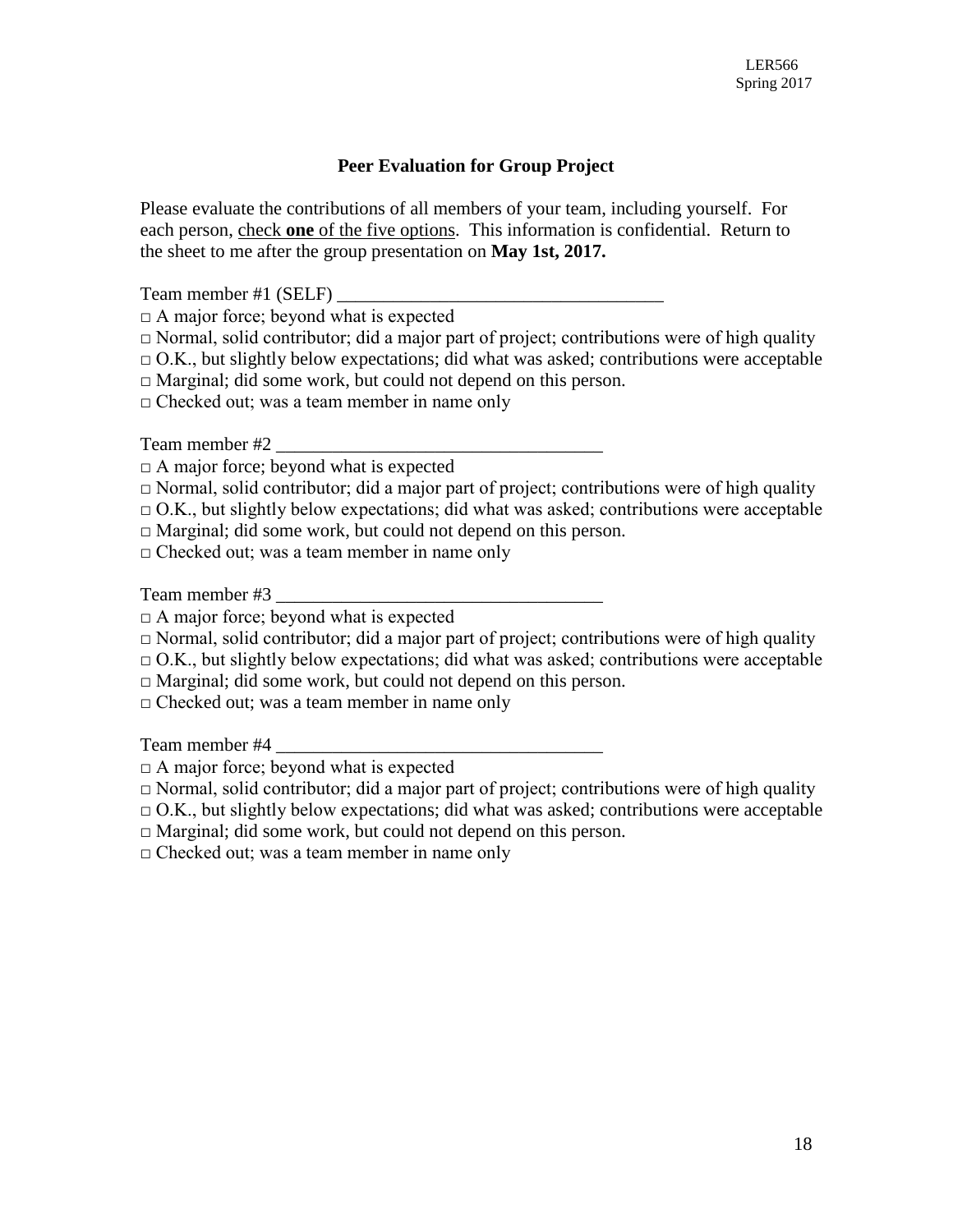LER566
Spring 2017

### Peer Evaluation for Group Project

Please evaluate the contributions of all members of your team, including yourself. For each person, <u>check **one** of the five options</u>. This information is confidential. Return to the sheet to me after the group presentation on **May 1st, 2017.**

Team member #1 (SELF) ___________________________________

□ A major force; beyond what is expected
□ Normal, solid contributor; did a major part of project; contributions were of high quality
□ O.K., but slightly below expectations; did what was asked; contributions were acceptable
□ Marginal; did some work, but could not depend on this person.
□ Checked out; was a team member in name only

Team member #2 ___________________________________

□ A major force; beyond what is expected
□ Normal, solid contributor; did a major part of project; contributions were of high quality
□ O.K., but slightly below expectations; did what was asked; contributions were acceptable
□ Marginal; did some work, but could not depend on this person.
□ Checked out; was a team member in name only

Team member #3 ___________________________________

□ A major force; beyond what is expected
□ Normal, solid contributor; did a major part of project; contributions were of high quality
□ O.K., but slightly below expectations; did what was asked; contributions were acceptable
□ Marginal; did some work, but could not depend on this person.
□ Checked out; was a team member in name only

Team member #4 ___________________________________

□ A major force; beyond what is expected
□ Normal, solid contributor; did a major part of project; contributions were of high quality
□ O.K., but slightly below expectations; did what was asked; contributions were acceptable
□ Marginal; did some work, but could not depend on this person.
□ Checked out; was a team member in name only